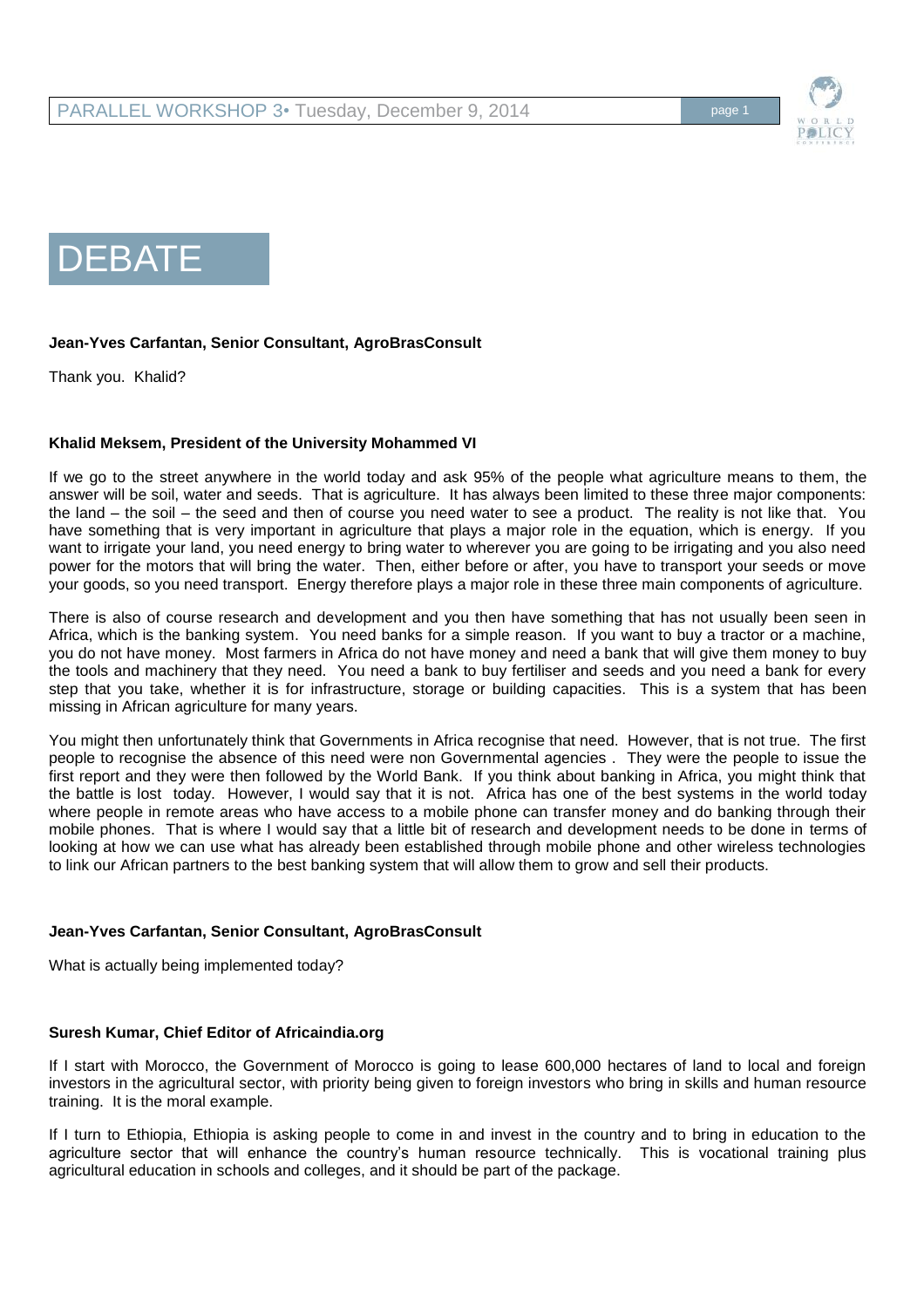# DEBATE

**Jean-Yves Carfantan, Senior Consultant, AgroBrasConsult**

Thank you. Khalid?

**Khalid Meksem, President of the University Mohammed VI**

If we go to the street anywhere in the world today and ask 95% of the people what agriculture means to them, the answer will be soil, water and seeds. That is agriculture. It has always been limited to these three major components: the land – the soil – the seed and then of course you need water to see a product. The reality is not like that. You have something that is very important in agriculture that plays a major role in the equation, which is energy. If you want to irrigate your land, you need energy to bring water to wherever you are going to be irrigating and you also need power for the motors that will bring the water. Then, either before or after, you have to transport your seeds or move your goods, so you need transport. Energy therefore plays a major role in these three main components of agriculture.

There is also of course research and development and you then have something that has not usually been seen in Africa, which is the banking system. You need banks for a simple reason. If you want to buy a tractor or a machine, you do not have money. Most farmers in Africa do not have money and need a bank that will give them money to buy the tools and machinery that they need. You need a bank to buy fertiliser and seeds and you need a bank for every step that you take, whether it is for infrastructure, storage or building capacities. This is a system that has been missing in African agriculture for many years.

You might then unfortunately think that Governments in Africa recognise that need. However, that is not true. The first people to recognise the absence of this need were non Governmental agencies . They were the people to issue the first report and they were then followed by the World Bank. If you think about banking in Africa, you might think that the battle is lost today. However, I would say that it is not. Africa has one of the best systems in the world today where people in remote areas who have access to a mobile phone can transfer money and do banking through their mobile phones. That is where I would say that a little bit of research and development needs to be done in terms of looking at how we can use what has already been established through mobile phone and other wireless technologies to link our African partners to the best banking system that will allow them to grow and sell their products.

**Jean-Yves Carfantan, Senior Consultant, AgroBrasConsult**

What is actually being implemented today?

**Suresh Kumar, Chief Editor of Africaindia.org**

If I start with Morocco, the Government of Morocco is going to lease 600,000 hectares of land to local and foreign investors in the agricultural sector, with priority being given to foreign investors who bring in skills and human resource training. It is the moral example.

If I turn to Ethiopia, Ethiopia is asking people to come in and invest in the country and to bring in education to the agriculture sector that will enhance the country's human resource technically. This is vocational training plus agricultural education in schools and colleges, and it should be part of the package.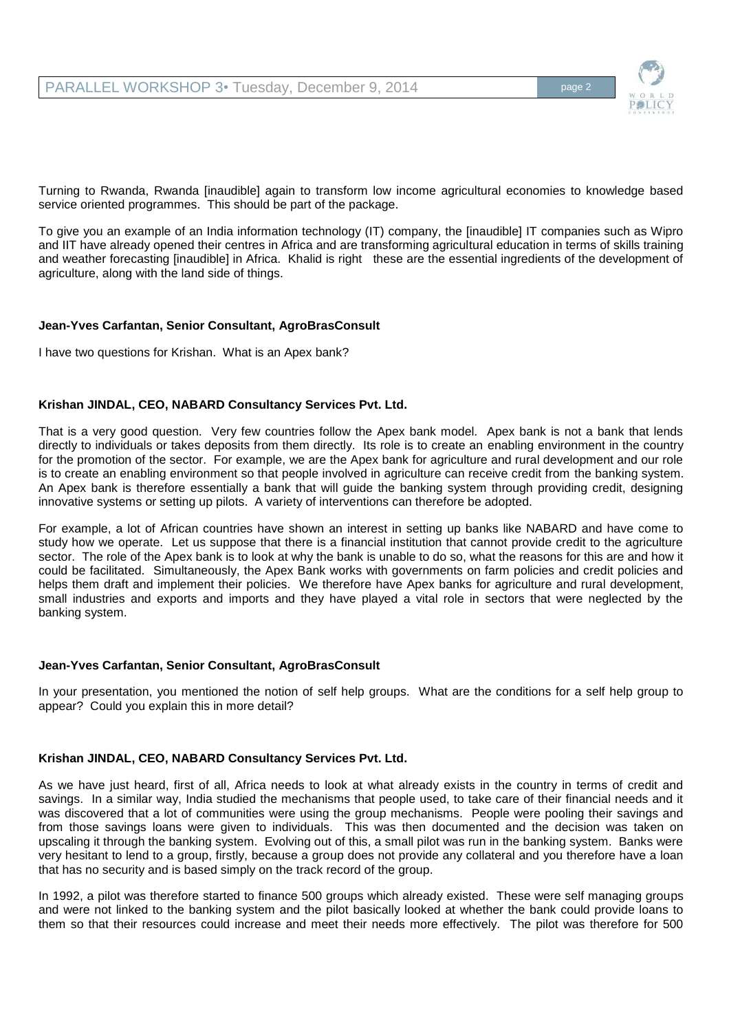Turning to Rwanda, Rwanda [inaudible] again to transform low income agricultural economies to knowledge based service oriented programmes. This should be part of the package.

To give you an example of an India information technology (IT) company, the [inaudible] IT companies such as Wipro and IIT have already opened their centres in Africa and are transforming agricultural education in terms of skills training and weather forecasting [inaudible] in Africa. Khalid is right these are the essential ingredients of the development of agriculture, along with the land side of things.

**Jean-Yves Carfantan, Senior Consultant, AgroBrasConsult**

I have two questions for Krishan. What is an Apex bank?

**Krishan JINDAL, CEO, NABARD Consultancy Services Pvt. Ltd.**

That is a very good question. Very few countries follow the Apex bank model. Apex bank is not a bank that lends directly to individuals or takes deposits from them directly. Its role is to create an enabling environment in the country for the promotion of the sector. For example, we are the Apex bank for agriculture and rural development and our role is to create an enabling environment so that people involved in agriculture can receive credit from the banking system. An Apex bank is therefore essentially a bank that will guide the banking system through providing credit, designing innovative systems or setting up pilots. A variety of interventions can therefore be adopted.

For example, a lot of African countries have shown an interest in setting up banks like NABARD and have come to study how we operate. Let us suppose that there is a financial institution that cannot provide credit to the agriculture sector. The role of the Apex bank is to look at why the bank is unable to do so, what the reasons for this are and how it could be facilitated. Simultaneously, the Apex Bank works with governments on farm policies and credit policies and helps them draft and implement their policies. We therefore have Apex banks for agriculture and rural development, small industries and exports and imports and they have played a vital role in sectors that were neglected by the banking system.

**Jean-Yves Carfantan, Senior Consultant, AgroBrasConsult**

In your presentation, you mentioned the notion of self help groups. What are the conditions for a self help group to appear? Could you explain this in more detail?

**Krishan JINDAL, CEO, NABARD Consultancy Services Pvt. Ltd.**

As we have just heard, first of all, Africa needs to look at what already exists in the country in terms of credit and savings. In a similar way, India studied the mechanisms that people used, to take care of their financial needs and it was discovered that a lot of communities were using the group mechanisms. People were pooling their savings and from those savings loans were given to individuals. This was then documented and the decision was taken on upscaling it through the banking system. Evolving out of this, a small pilot was run in the banking system. Banks were very hesitant to lend to a group, firstly, because a group does not provide any collateral and you therefore have a loan that has no security and is based simply on the track record of the group.

In 1992, a pilot was therefore started to finance 500 groups which already existed. These were self managing groups and were not linked to the banking system and the pilot basically looked at whether the bank could provide loans to them so that their resources could increase and meet their needs more effectively. The pilot was therefore for 500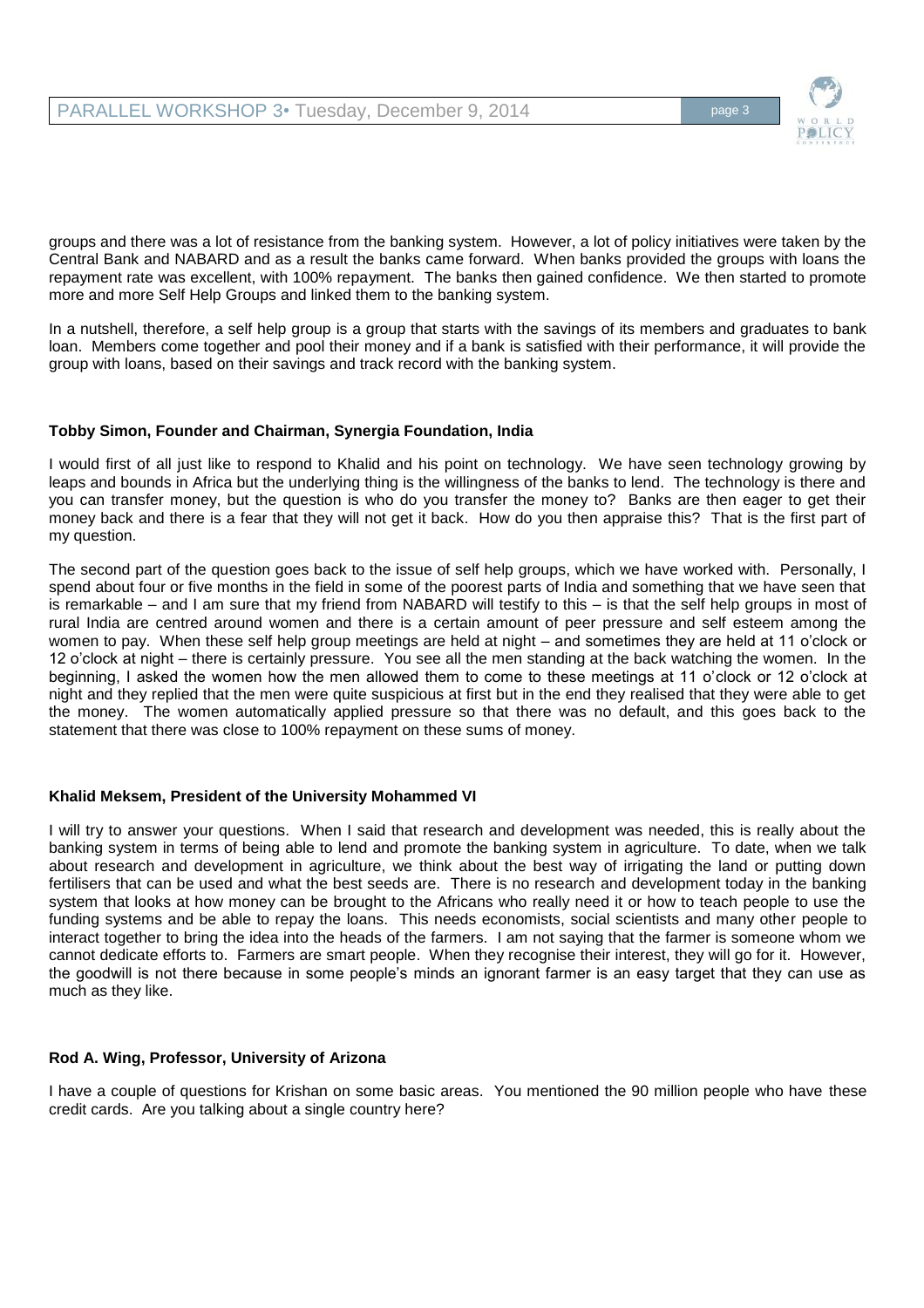groups and there was a lot of resistance from the banking system. However, a lot of policy initiatives were taken by the Central Bank and NABARD and as a result the banks came forward. When banks provided the groups with loans the repayment rate was excellent, with 100% repayment. The banks then gained confidence. We then started to promote more and more Self Help Groups and linked them to the banking system.

In a nutshell, therefore, a self help group is a group that starts with the savings of its members and graduates to bank loan. Members come together and pool their money and if a bank is satisfied with their performance, it will provide the group with loans, based on their savings and track record with the banking system.

**Tobby Simon, Founder and Chairman, Synergia Foundation, India**

I would first of all just like to respond to Khalid and his point on technology. We have seen technology growing by leaps and bounds in Africa but the underlying thing is the willingness of the banks to lend. The technology is there and you can transfer money, but the question is who do you transfer the money to? Banks are then eager to get their money back and there is a fear that they will not get it back. How do you then appraise this? That is the first part of my question.

The second part of the question goes back to the issue of self help groups, which we have worked with. Personally, I spend about four or five months in the field in some of the poorest parts of India and something that we have seen that is remarkable – and I am sure that my friend from NABARD will testify to this – is that the self help groups in most of rural India are centred around women and there is a certain amount of peer pressure and self esteem among the women to pay. When these self help group meetings are held at night – and sometimes they are held at 11 o'clock or 12 o'clock at night – there is certainly pressure. You see all the men standing at the back watching the women. In the beginning, I asked the women how the men allowed them to come to these meetings at 11 o'clock or 12 o'clock at night and they replied that the men were quite suspicious at first but in the end they realised that they were able to get the money. The women automatically applied pressure so that there was no default, and this goes back to the statement that there was close to 100% repayment on these sums of money.

**Khalid Meksem, President of the University Mohammed VI**

I will try to answer your questions. When I said that research and development was needed, this is really about the banking system in terms of being able to lend and promote the banking system in agriculture. To date, when we talk about research and development in agriculture, we think about the best way of irrigating the land or putting down fertilisers that can be used and what the best seeds are. There is no research and development today in the banking system that looks at how money can be brought to the Africans who really need it or how to teach people to use the funding systems and be able to repay the loans. This needs economists, social scientists and many other people to interact together to bring the idea into the heads of the farmers. I am not saying that the farmer is someone whom we cannot dedicate efforts to. Farmers are smart people. When they recognise their interest, they will go for it. However, the goodwill is not there because in some people's minds an ignorant farmer is an easy target that they can use as much as they like.

**Rod A. Wing, Professor, University of Arizona**

I have a couple of questions for Krishan on some basic areas. You mentioned the 90 million people who have these credit cards. Are you talking about a single country here?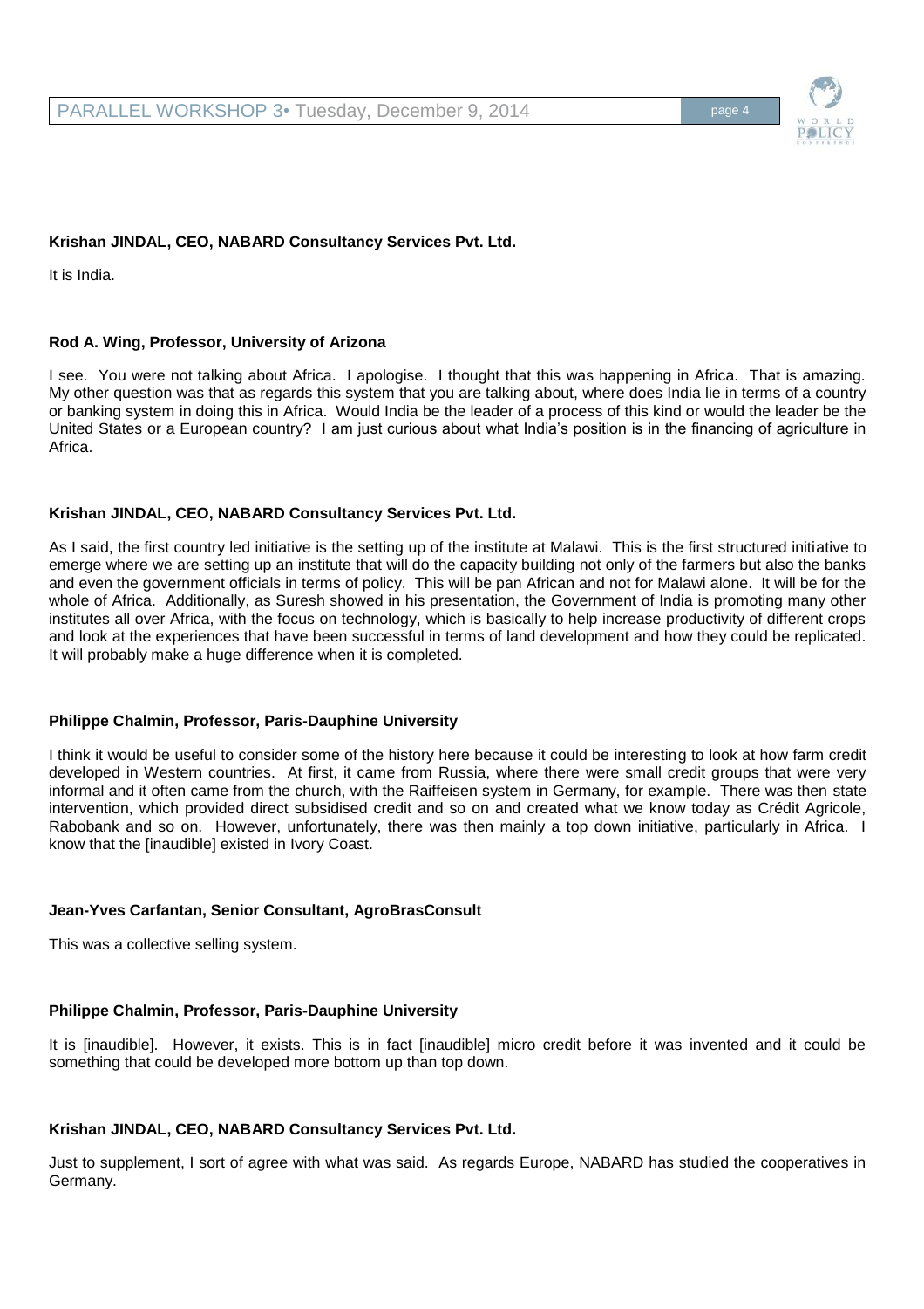**Krishan JINDAL, CEO, NABARD Consultancy Services Pvt. Ltd.**

It is India.

**Rod A. Wing, Professor, University of Arizona**

I see. You were not talking about Africa. I apologise. I thought that this was happening in Africa. That is amazing. My other question was that as regards this system that you are talking about, where does India lie in terms of a country or banking system in doing this in Africa. Would India be the leader of a process of this kind or would the leader be the United States or a European country? I am just curious about what India's position is in the financing of agriculture in Africa.

**Krishan JINDAL, CEO, NABARD Consultancy Services Pvt. Ltd.**

As I said, the first country led initiative is the setting up of the institute at Malawi. This is the first structured initiative to emerge where we are setting up an institute that will do the capacity building not only of the farmers but also the banks and even the government officials in terms of policy. This will be pan African and not for Malawi alone. It will be for the whole of Africa. Additionally, as Suresh showed in his presentation, the Government of India is promoting many other institutes all over Africa, with the focus on technology, which is basically to help increase productivity of different crops and look at the experiences that have been successful in terms of land development and how they could be replicated. It will probably make a huge difference when it is completed.

**Philippe Chalmin, Professor, Paris-Dauphine University**

I think it would be useful to consider some of the history here because it could be interesting to look at how farm credit developed in Western countries. At first, it came from Russia, where there were small credit groups that were very informal and it often came from the church, with the Raiffeisen system in Germany, for example. There was then state intervention, which provided direct subsidised credit and so on and created what we know today as Crédit Agricole, Rabobank and so on. However, unfortunately, there was then mainly a top down initiative, particularly in Africa. I know that the [inaudible] existed in Ivory Coast.

**Jean-Yves Carfantan, Senior Consultant, AgroBrasConsult**

This was a collective selling system.

**Philippe Chalmin, Professor, Paris-Dauphine University**

It is [inaudible]. However, it exists. This is in fact [inaudible] micro credit before it was invented and it could be something that could be developed more bottom up than top down.

**Krishan JINDAL, CEO, NABARD Consultancy Services Pvt. Ltd.**

Just to supplement, I sort of agree with what was said. As regards Europe, NABARD has studied the cooperatives in Germany.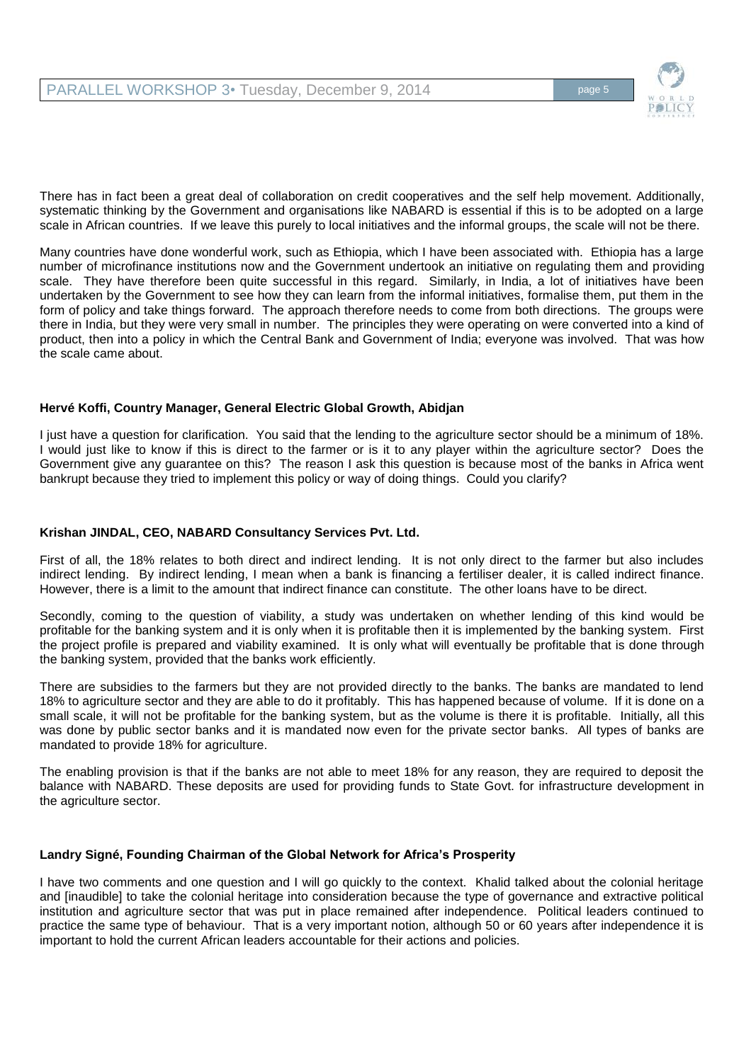There has in fact been a great deal of collaboration on credit cooperatives and the self help movement. Additionally, systematic thinking by the Government and organisations like NABARD is essential if this is to be adopted on a large scale in African countries. If we leave this purely to local initiatives and the informal groups, the scale will not be there.

Many countries have done wonderful work, such as Ethiopia, which I have been associated with. Ethiopia has a large number of microfinance institutions now and the Government undertook an initiative on regulating them and providing scale. They have therefore been quite successful in this regard. Similarly, in India, a lot of initiatives have been undertaken by the Government to see how they can learn from the informal initiatives, formalise them, put them in the form of policy and take things forward. The approach therefore needs to come from both directions. The groups were there in India, but they were very small in number. The principles they were operating on were converted into a kind of product, then into a policy in which the Central Bank and Government of India; everyone was involved. That was how the scale came about.

**Hervé Koffi, Country Manager, General Electric Global Growth, Abidjan**

I just have a question for clarification. You said that the lending to the agriculture sector should be a minimum of 18%. I would just like to know if this is direct to the farmer or is it to any player within the agriculture sector? Does the Government give any guarantee on this? The reason I ask this question is because most of the banks in Africa went bankrupt because they tried to implement this policy or way of doing things. Could you clarify?

**Krishan JINDAL, CEO, NABARD Consultancy Services Pvt. Ltd.**

First of all, the 18% relates to both direct and indirect lending. It is not only direct to the farmer but also includes indirect lending. By indirect lending, I mean when a bank is financing a fertiliser dealer, it is called indirect finance. However, there is a limit to the amount that indirect finance can constitute. The other loans have to be direct.

Secondly, coming to the question of viability, a study was undertaken on whether lending of this kind would be profitable for the banking system and it is only when it is profitable then it is implemented by the banking system. First the project profile is prepared and viability examined. It is only what will eventually be profitable that is done through the banking system, provided that the banks work efficiently.

There are subsidies to the farmers but they are not provided directly to the banks. The banks are mandated to lend 18% to agriculture sector and they are able to do it profitably. This has happened because of volume. If it is done on a small scale, it will not be profitable for the banking system, but as the volume is there it is profitable. Initially, all this was done by public sector banks and it is mandated now even for the private sector banks. All types of banks are mandated to provide 18% for agriculture.

The enabling provision is that if the banks are not able to meet 18% for any reason, they are required to deposit the balance with NABARD. These deposits are used for providing funds to State Govt. for infrastructure development in the agriculture sector.

**Landry Signé, Founding Chairman of the Global Network for Africa's Prosperity**

I have two comments and one question and I will go quickly to the context. Khalid talked about the colonial heritage and [inaudible] to take the colonial heritage into consideration because the type of governance and extractive political institution and agriculture sector that was put in place remained after independence. Political leaders continued to practice the same type of behaviour. That is a very important notion, although 50 or 60 years after independence it is important to hold the current African leaders accountable for their actions and policies.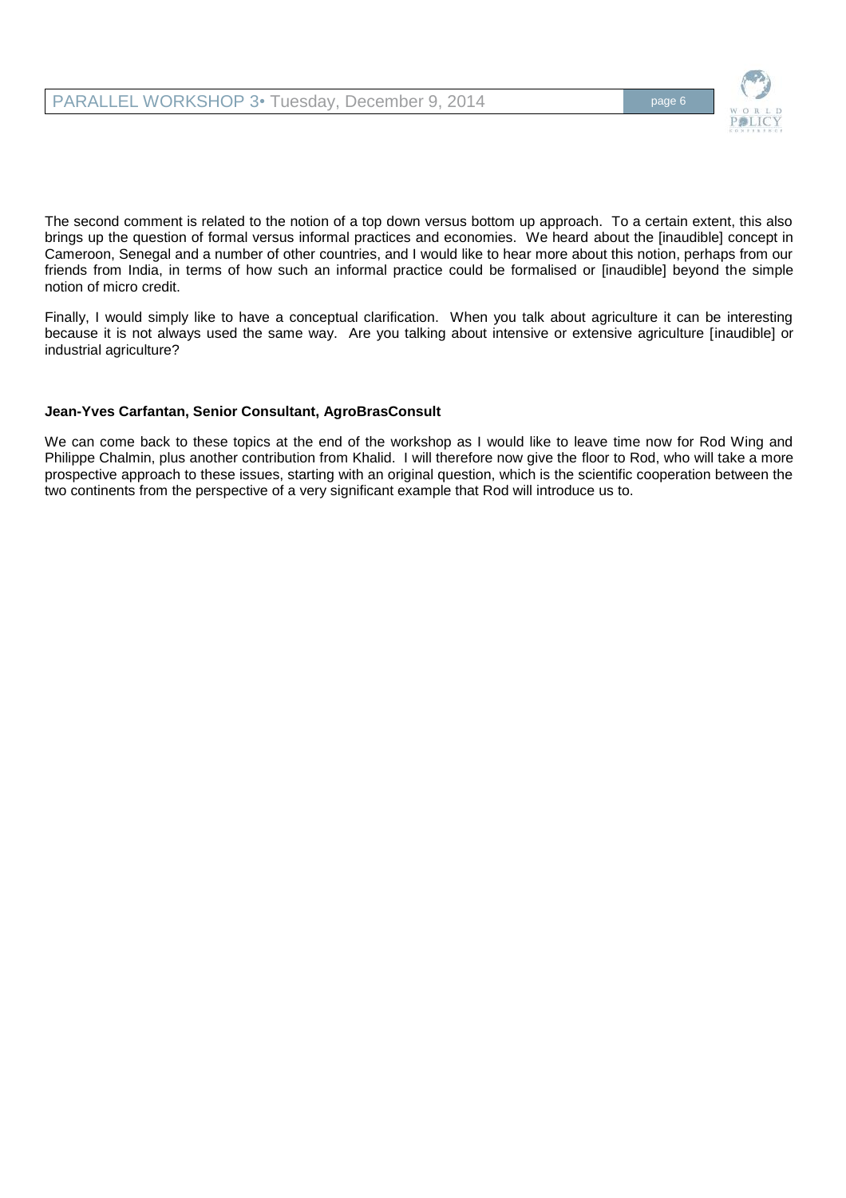The second comment is related to the notion of a top down versus bottom up approach. To a certain extent, this also brings up the question of formal versus informal practices and economies. We heard about the [inaudible] concept in Cameroon, Senegal and a number of other countries, and I would like to hear more about this notion, perhaps from our friends from India, in terms of how such an informal practice could be formalised or [inaudible] beyond the simple notion of micro credit.

Finally, I would simply like to have a conceptual clarification. When you talk about agriculture it can be interesting because it is not always used the same way. Are you talking about intensive or extensive agriculture [inaudible] or industrial agriculture?

**Jean-Yves Carfantan, Senior Consultant, AgroBrasConsult**

We can come back to these topics at the end of the workshop as I would like to leave time now for Rod Wing and Philippe Chalmin, plus another contribution from Khalid. I will therefore now give the floor to Rod, who will take a more prospective approach to these issues, starting with an original question, which is the scientific cooperation between the two continents from the perspective of a very significant example that Rod will introduce us to.